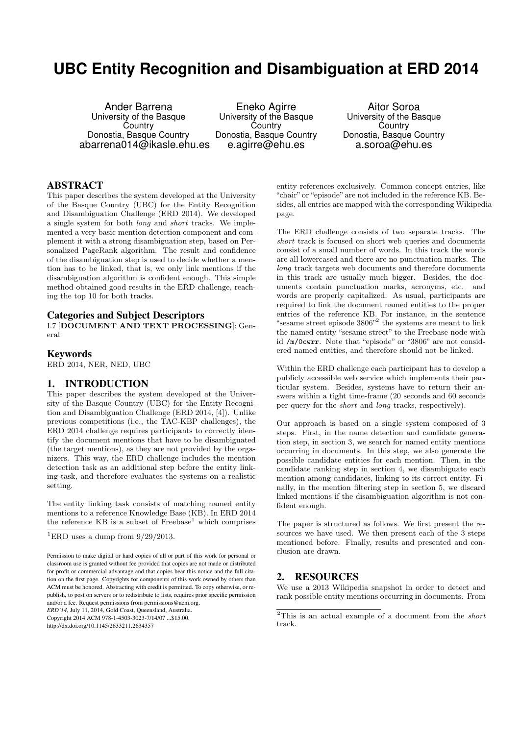# UBC Entity Recognition and Disambiguation at ERD 2014

Ander Barrena
University of the Basque Country
Donostia, Basque Country
abarrena014@ikasle.ehu.es

Eneko Agirre
University of the Basque Country
Donostia, Basque Country
e.agirre@ehu.es

Aitor Soroa
University of the Basque Country
Donostia, Basque Country
a.soroa@ehu.es

## ABSTRACT

This paper describes the system developed at the University of the Basque Country (UBC) for the Entity Recognition and Disambiguation Challenge (ERD 2014). We developed a single system for both *long* and *short* tracks. We implemented a very basic mention detection component and complement it with a strong disambiguation step, based on Personalized PageRank algorithm. The result and confidence of the disambiguation step is used to decide whether a mention has to be linked, that is, we only link mentions if the disambiguation algorithm is confident enough. This simple method obtained good results in the ERD challenge, reaching the top 10 for both tracks.

### Categories and Subject Descriptors

I.7 [**DOCUMENT AND TEXT PROCESSING**]: General

### Keywords

ERD 2014, NER, NED, UBC

## 1. INTRODUCTION

This paper describes the system developed at the University of the Basque Country (UBC) for the Entity Recognition and Disambiguation Challenge (ERD 2014, [4]). Unlike previous competitions (i.e., the TAC-KBP challenges), the ERD 2014 challenge requires participants to correctly identify the document mentions that have to be disambiguated (the target mentions), as they are not provided by the organizers. This way, the ERD challenge includes the mention detection task as an additional step before the entity linking task, and therefore evaluates the systems on a realistic setting.

The entity linking task consists of matching named entity mentions to a reference Knowledge Base (KB). In ERD 2014 the reference KB is a subset of Freebase[1] which comprises entity references exclusively. Common concept entries, like "chair" or "episode" are not included in the reference KB. Besides, all entries are mapped with the corresponding Wikipedia page.

The ERD challenge consists of two separate tracks. The *short* track is focused on short web queries and documents consist of a small number of words. In this track the words are all lowercased and there are no punctuation marks. The *long* track targets web documents and therefore documents in this track are usually much bigger. Besides, the documents contain punctuation marks, acronyms, etc. and words are properly capitalized. As usual, participants are required to link the document named entities to the proper entries of the reference KB. For instance, in the sentence "sesame street episode 3806"[2] the systems are meant to link the named entity "sesame street" to the Freebase node with id /m/0cwrr. Note that "episode" or "3806" are not considered named entities, and therefore should not be linked.

Within the ERD challenge each participant has to develop a publicly accessible web service which implements their particular system. Besides, systems have to return their answers within a tight time-frame (20 seconds and 60 seconds per query for the *short* and *long* tracks, respectively).

Our approach is based on a single system composed of 3 steps. First, in the name detection and candidate generation step, in section 3, we search for named entity mentions occurring in documents. In this step, we also generate the possible candidate entities for each mention. Then, in the candidate ranking step in section 4, we disambiguate each mention among candidates, linking to its correct entity. Finally, in the mention filtering step in section 5, we discard linked mentions if the disambiguation algorithm is not confident enough.

The paper is structured as follows. We first present the resources we have used. We then present each of the 3 steps mentioned before. Finally, results and presented and conclusion are drawn.

## 2. RESOURCES

We use a 2013 Wikipedia snapshot in order to detect and rank possible entity mentions occurring in documents. From

[1] ERD uses a dump from 9/29/2013.

[2] This is an actual example of a document from the *short* track.

Permission to make digital or hard copies of all or part of this work for personal or classroom use is granted without fee provided that copies are not made or distributed for profit or commercial advantage and that copies bear this notice and the full citation on the first page. Copyrights for components of this work owned by others than ACM must be honored. Abstracting with credit is permitted. To copy otherwise, or republish, to post on servers or to redistribute to lists, requires prior specific permission and/or a fee. Request permissions from permissions@acm.org.
*ERD'14,* July 11, 2014, Gold Coast, Queensland, Australia.
Copyright 2014 ACM 978-1-4503-3023-7/14/07 ...$15.00.
http://dx.doi.org/10.1145/2633211.2634357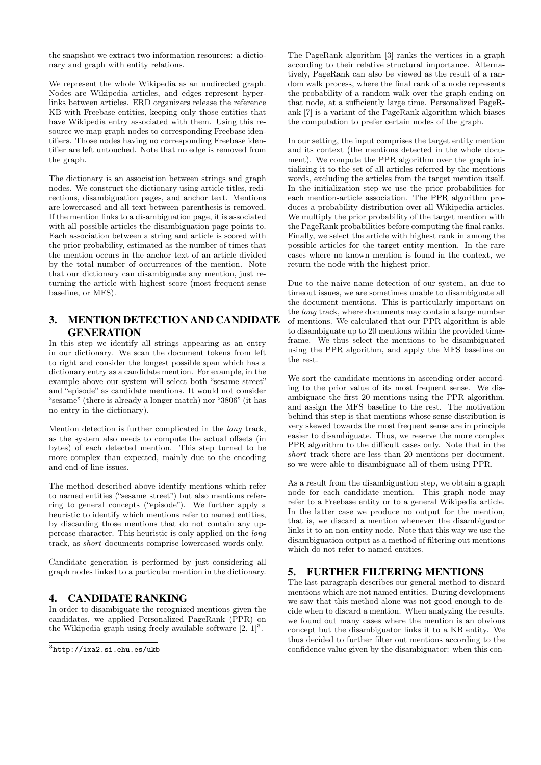the snapshot we extract two information resources: a dictionary and graph with entity relations.

We represent the whole Wikipedia as an undirected graph. Nodes are Wikipedia articles, and edges represent hyperlinks between articles. ERD organizers release the reference KB with Freebase entities, keeping only those entities that have Wikipedia entry associated with them. Using this resource we map graph nodes to corresponding Freebase identifiers. Those nodes having no corresponding Freebase identifier are left untouched. Note that no edge is removed from the graph.

The dictionary is an association between strings and graph nodes. We construct the dictionary using article titles, redirections, disambiguation pages, and anchor text. Mentions are lowercased and all text between parenthesis is removed. If the mention links to a disambiguation page, it is associated with all possible articles the disambiguation page points to. Each association between a string and article is scored with the prior probability, estimated as the number of times that the mention occurs in the anchor text of an article divided by the total number of occurrences of the mention. Note that our dictionary can disambiguate any mention, just returning the article with highest score (most frequent sense baseline, or MFS).

## 3. MENTION DETECTION AND CANDIDATE GENERATION

In this step we identify all strings appearing as an entry in our dictionary. We scan the document tokens from left to right and consider the longest possible span which has a dictionary entry as a candidate mention. For example, in the example above our system will select both "sesame street" and "episode" as candidate mentions. It would not consider "sesame" (there is already a longer match) nor "3806" (it has no entry in the dictionary).

Mention detection is further complicated in the *long* track, as the system also needs to compute the actual offsets (in bytes) of each detected mention. This step turned to be more complex than expected, mainly due to the encoding and end-of-line issues.

The method described above identify mentions which refer to named entities ("sesame_street") but also mentions referring to general concepts ("episode"). We further apply a heuristic to identify which mentions refer to named entities, by discarding those mentions that do not contain any uppercase character. This heuristic is only applied on the *long* track, as *short* documents comprise lowercased words only.

Candidate generation is performed by just considering all graph nodes linked to a particular mention in the dictionary.

## 4. CANDIDATE RANKING

In order to disambiguate the recognized mentions given the candidates, we applied Personalized PageRank (PPR) on the Wikipedia graph using freely available software [2, 1][3].

[3]http://ixa2.si.ehu.es/ukb

The PageRank algorithm [3] ranks the vertices in a graph according to their relative structural importance. Alternatively, PageRank can also be viewed as the result of a random walk process, where the final rank of a node represents the probability of a random walk over the graph ending on that node, at a sufficiently large time. Personalized PageRank [7] is a variant of the PageRank algorithm which biases the computation to prefer certain nodes of the graph.

In our setting, the input comprises the target entity mention and its context (the mentions detected in the whole document). We compute the PPR algorithm over the graph initializing it to the set of all articles referred by the mentions words, excluding the articles from the target mention itself. In the initialization step we use the prior probabilities for each mention-article association. The PPR algorithm produces a probability distribution over all Wikipedia articles. We multiply the prior probability of the target mention with the PageRank probabilities before computing the final ranks. Finally, we select the article with highest rank in among the possible articles for the target entity mention. In the rare cases where no known mention is found in the context, we return the node with the highest prior.

Due to the naive name detection of our system, an due to timeout issues, we are sometimes unable to disambiguate all the document mentions. This is particularly important on the *long* track, where documents may contain a large number of mentions. We calculated that our PPR algorithm is able to disambiguate up to 20 mentions within the provided timeframe. We thus select the mentions to be disambiguated using the PPR algorithm, and apply the MFS baseline on the rest.

We sort the candidate mentions in ascending order according to the prior value of its most frequent sense. We disambiguate the first 20 mentions using the PPR algorithm, and assign the MFS baseline to the rest. The motivation behind this step is that mentions whose sense distribution is very skewed towards the most frequent sense are in principle easier to disambiguate. Thus, we reserve the more complex PPR algorithm to the difficult cases only. Note that in the *short* track there are less than 20 mentions per document, so we were able to disambiguate all of them using PPR.

As a result from the disambiguation step, we obtain a graph node for each candidate mention. This graph node may refer to a Freebase entity or to a general Wikipedia article. In the latter case we produce no output for the mention, that is, we discard a mention whenever the disambiguator links it to an non-entity node. Note that this way we use the disambiguation output as a method of filtering out mentions which do not refer to named entities.

## 5. FURTHER FILTERING MENTIONS

The last paragraph describes our general method to discard mentions which are not named entities. During development we saw that this method alone was not good enough to decide when to discard a mention. When analyzing the results, we found out many cases where the mention is an obvious concept but the disambiguator links it to a KB entity. We thus decided to further filter out mentions according to the confidence value given by the disambiguator: when this con-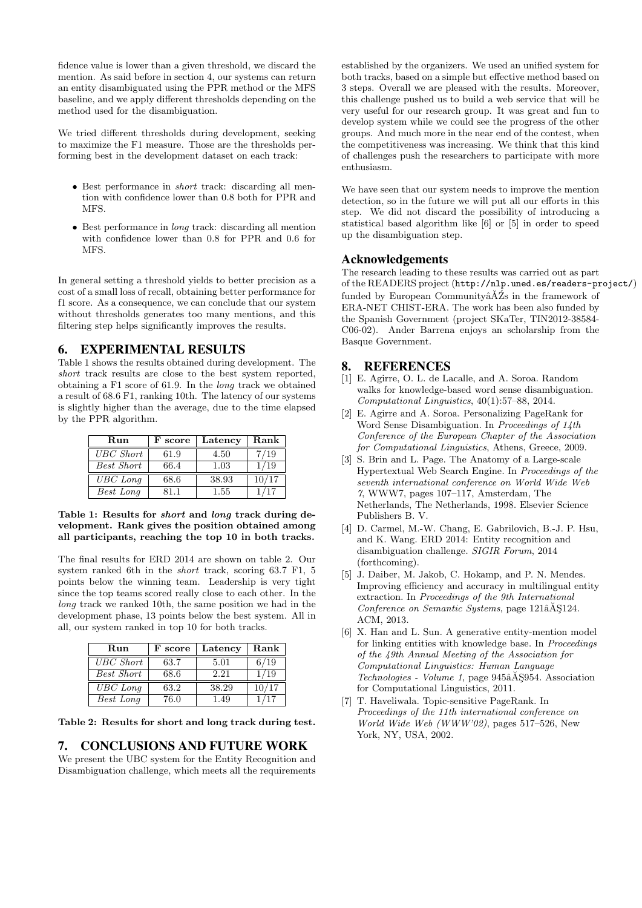fidence value is lower than a given threshold, we discard the mention. As said before in section 4, our systems can return an entity disambiguated using the PPR method or the MFS baseline, and we apply different thresholds depending on the method used for the disambiguation.

We tried different thresholds during development, seeking to maximize the F1 measure. Those are the thresholds performing best in the development dataset on each track:

- Best performance in *short* track: discarding all mention with confidence lower than 0.8 both for PPR and MFS.
- Best performance in *long* track: discarding all mention with confidence lower than 0.8 for PPR and 0.6 for MFS.

In general setting a threshold yields to better precision as a cost of a small loss of recall, obtaining better performance for f1 score. As a consequence, we can conclude that our system without thresholds generates too many mentions, and this filtering step helps significantly improves the results.

## 6. EXPERIMENTAL RESULTS

Table 1 shows the results obtained during development. The *short* track results are close to the best system reported, obtaining a F1 score of 61.9. In the *long* track we obtained a result of 68.6 F1, ranking 10th. The latency of our systems is slightly higher than the average, due to the time elapsed by the PPR algorithm.

| Run | F score | Latency | Rank |
|---|---|---|---|
| *UBC Short* | 61.9 | 4.50 | 7/19 |
| *Best Short* | 66.4 | 1.03 | 1/19 |
| *UBC Long* | 68.6 | 38.93 | 10/17 |
| *Best Long* | 81.1 | 1.55 | 1/17 |

**Table 1: Results for *short* and *long* track during development. Rank gives the position obtained among all participants, reaching the top 10 in both tracks.**

The final results for ERD 2014 are shown on table 2. Our system ranked 6th in the *short* track, scoring 63.7 F1, 5 points below the winning team. Leadership is very tight since the top teams scored really close to each other. In the *long* track we ranked 10th, the same position we had in the development phase, 13 points below the best system. All in all, our system ranked in top 10 for both tracks.

| Run | F score | Latency | Rank |
|---|---|---|---|
| *UBC Short* | 63.7 | 5.01 | 6/19 |
| *Best Short* | 68.6 | 2.21 | 1/19 |
| *UBC Long* | 63.2 | 38.29 | 10/17 |
| *Best Long* | 76.0 | 1.49 | 1/17 |

**Table 2: Results for short and long track during test.**

## 7. CONCLUSIONS AND FUTURE WORK

We present the UBC system for the Entity Recognition and Disambiguation challenge, which meets all the requirements established by the organizers. We used an unified system for both tracks, based on a simple but effective method based on 3 steps. Overall we are pleased with the results. Moreover, this challenge pushed us to build a web service that will be very useful for our research group. It was great and fun to develop system while we could see the progress of the other groups. And much more in the near end of the contest, when the competitiveness was increasing. We think that this kind of challenges push the researchers to participate with more enthusiasm.

We have seen that our system needs to improve the mention detection, so in the future we will put all our efforts in this step. We did not discard the possibility of introducing a statistical based algorithm like [6] or [5] in order to speed up the disambiguation step.

## Acknowledgements

The research leading to these results was carried out as part of the READERS project (http://nlp.uned.es/readers-project/) funded by European CommunityâĂŹs in the framework of ERA-NET CHIST-ERA. The work has been also funded by the Spanish Government (project SKaTer, TIN2012-38584-C06-02). Ander Barrena enjoys an scholarship from the Basque Government.

## 8. REFERENCES

[1] E. Agirre, O. L. de Lacalle, and A. Soroa. Random walks for knowledge-based word sense disambiguation. *Computational Linguistics*, 40(1):57–88, 2014.

[2] E. Agirre and A. Soroa. Personalizing PageRank for Word Sense Disambiguation. In *Proceedings of 14th Conference of the European Chapter of the Association for Computational Linguistics*, Athens, Greece, 2009.

[3] S. Brin and L. Page. The Anatomy of a Large-scale Hypertextual Web Search Engine. In *Proceedings of the seventh international conference on World Wide Web 7*, WWW7, pages 107–117, Amsterdam, The Netherlands, The Netherlands, 1998. Elsevier Science Publishers B. V.

[4] D. Carmel, M.-W. Chang, E. Gabrilovich, B.-J. P. Hsu, and K. Wang. ERD 2014: Entity recognition and disambiguation challenge. *SIGIR Forum*, 2014 (forthcoming).

[5] J. Daiber, M. Jakob, C. Hokamp, and P. N. Mendes. Improving efficiency and accuracy in multilingual entity extraction. In *Proceedings of the 9th International Conference on Semantic Systems*, page 121âĂŞ124. ACM, 2013.

[6] X. Han and L. Sun. A generative entity-mention model for linking entities with knowledge base. In *Proceedings of the 49th Annual Meeting of the Association for Computational Linguistics: Human Language Technologies - Volume 1*, page 945âĂŞ954. Association for Computational Linguistics, 2011.

[7] T. Haveliwala. Topic-sensitive PageRank. In *Proceedings of the 11th international conference on World Wide Web (WWW'02)*, pages 517–526, New York, NY, USA, 2002.